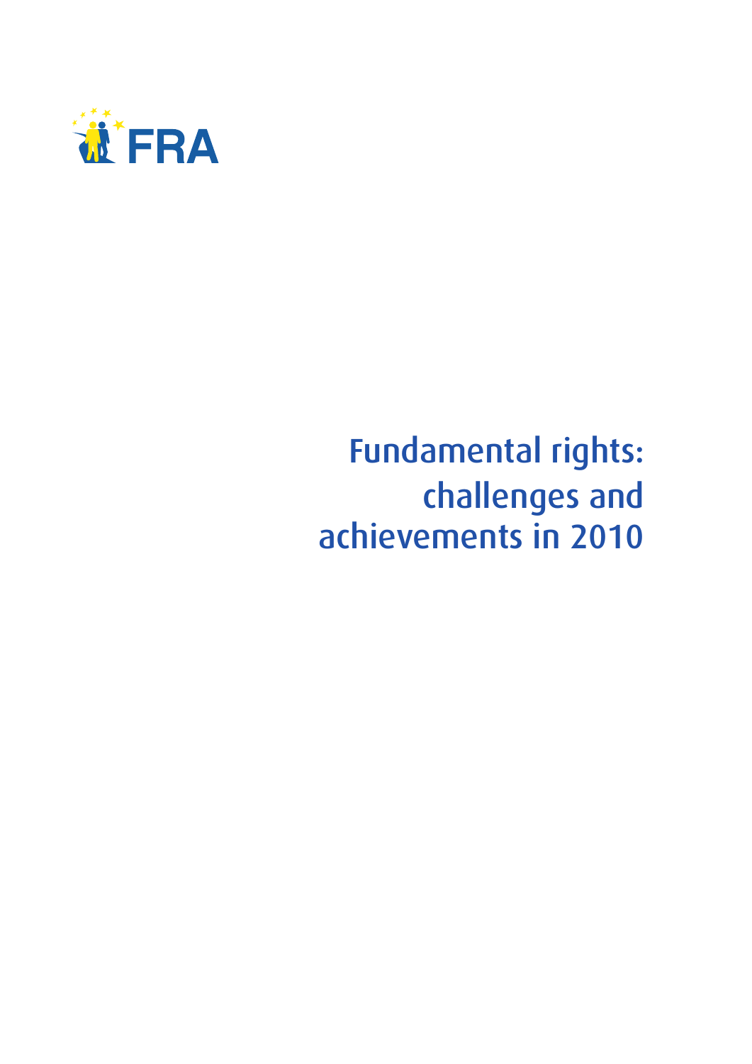FRA

# Fundamental rights: challenges and achievements in 2010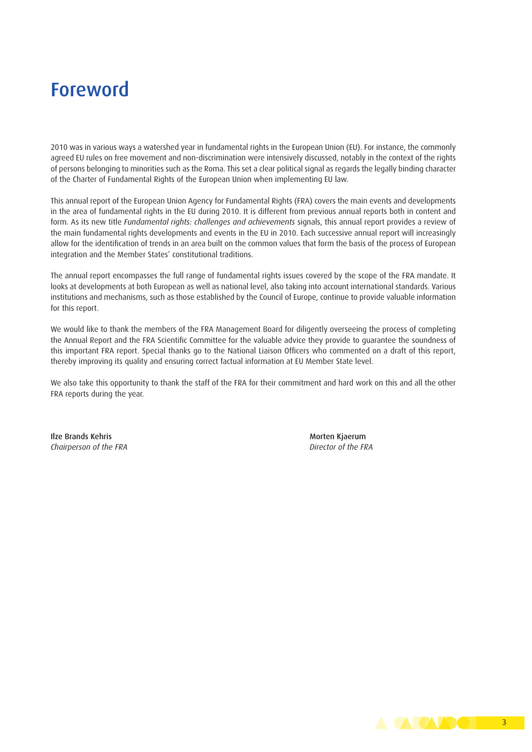# Foreword

2010 was in various ways a watershed year in fundamental rights in the European Union (EU). For instance, the commonly agreed EU rules on free movement and non-discrimination were intensively discussed, notably in the context of the rights of persons belonging to minorities such as the Roma. This set a clear political signal as regards the legally binding character of the Charter of Fundamental Rights of the European Union when implementing EU law.

This annual report of the European Union Agency for Fundamental Rights (FRA) covers the main events and developments in the area of fundamental rights in the EU during 2010. It is different from previous annual reports both in content and form. As its new title *Fundamental rights: challenges and achievements* signals, this annual report provides a review of the main fundamental rights developments and events in the EU in 2010. Each successive annual report will increasingly allow for the identification of trends in an area built on the common values that form the basis of the process of European integration and the Member States' constitutional traditions.

The annual report encompasses the full range of fundamental rights issues covered by the scope of the FRA mandate. It looks at developments at both European as well as national level, also taking into account international standards. Various institutions and mechanisms, such as those established by the Council of Europe, continue to provide valuable information for this report.

We would like to thank the members of the FRA Management Board for diligently overseeing the process of completing the Annual Report and the FRA Scientific Committee for the valuable advice they provide to guarantee the soundness of this important FRA report. Special thanks go to the National Liaison Officers who commented on a draft of this report, thereby improving its quality and ensuring correct factual information at EU Member State level.

We also take this opportunity to thank the staff of the FRA for their commitment and hard work on this and all the other FRA reports during the year.

**Ilze Brands Kehris**
*Chairperson of the FRA*

**Morten Kjaerum**
*Director of the FRA*